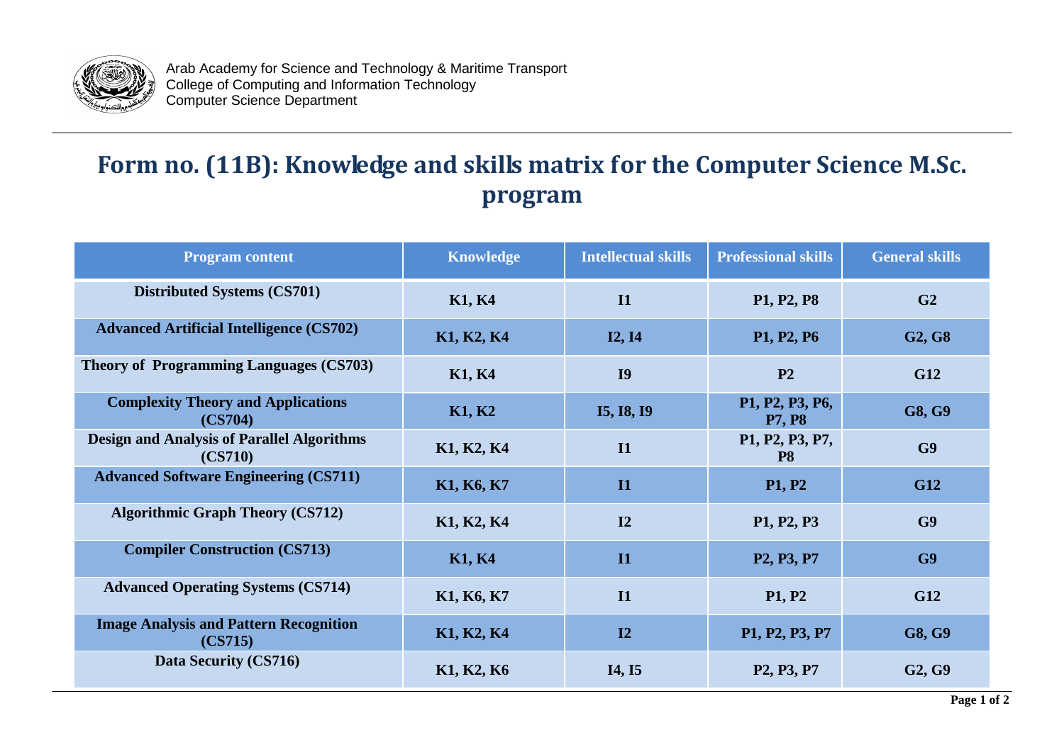Arab Academy for Science and Technology & Maritime Transport
College of Computing and Information Technology
Computer Science Department

# Form no. (11B): Knowledge and skills matrix for the Computer Science M.Sc. program

| Program content | Knowledge | Intellectual skills | Professional skills | General skills |
|---|---|---|---|---|
| **Distributed Systems (CS701)** | **K1, K4** | **I1** | **P1, P2, P8** | **G2** |
| **Advanced Artificial Intelligence (CS702)** | **K1, K2, K4** | **I2, I4** | **P1, P2, P6** | **G2, G8** |
| **Theory of Programming Languages (CS703)** | **K1, K4** | **I9** | **P2** | **G12** |
| **Complexity Theory and Applications (CS704)** | **K1, K2** | **I5, I8, I9** | **P1, P2, P3, P6, P7, P8** | **G8, G9** |
| **Design and Analysis of Parallel Algorithms (CS710)** | **K1, K2, K4** | **I1** | **P1, P2, P3, P7, P8** | **G9** |
| **Advanced Software Engineering (CS711)** | **K1, K6, K7** | **I1** | **P1, P2** | **G12** |
| **Algorithmic Graph Theory (CS712)** | **K1, K2, K4** | **I2** | **P1, P2, P3** | **G9** |
| **Compiler Construction (CS713)** | **K1, K4** | **I1** | **P2, P3, P7** | **G9** |
| **Advanced Operating Systems (CS714)** | **K1, K6, K7** | **I1** | **P1, P2** | **G12** |
| **Image Analysis and Pattern Recognition (CS715)** | **K1, K2, K4** | **I2** | **P1, P2, P3, P7** | **G8, G9** |
| **Data Security (CS716)** | **K1, K2, K6** | **I4, I5** | **P2, P3, P7** | **G2, G9** |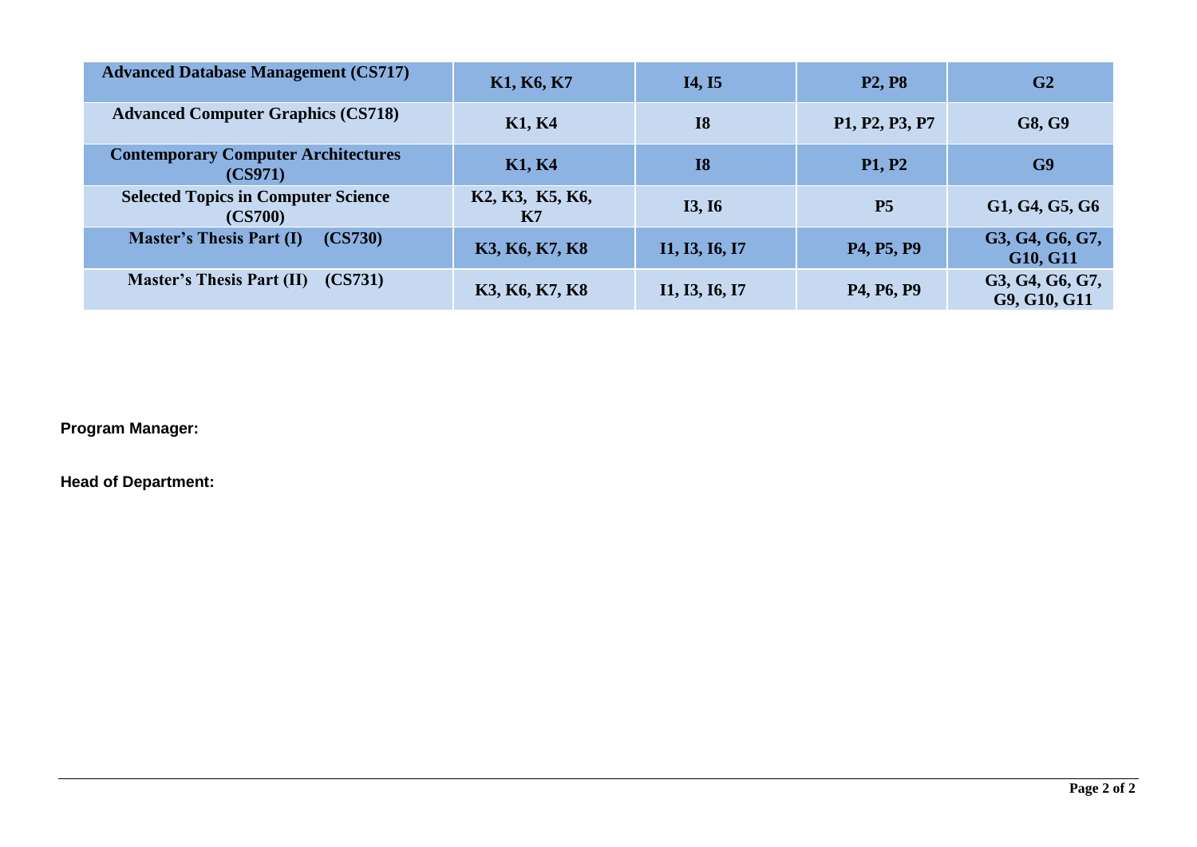| | | | | |
|---|---|---|---|---|
| **Advanced Database Management (CS717)** | **K1, K6, K7** | **I4, I5** | **P2, P8** | **G2** |
| **Advanced Computer Graphics (CS718)** | **K1, K4** | **I8** | **P1, P2, P3, P7** | **G8, G9** |
| **Contemporary Computer Architectures (CS971)** | **K1, K4** | **I8** | **P1, P2** | **G9** |
| **Selected Topics in Computer Science (CS700)** | **K2, K3, K5, K6, K7** | **I3, I6** | **P5** | **G1, G4, G5, G6** |
| **Master's Thesis Part (I) (CS730)** | **K3, K6, K7, K8** | **I1, I3, I6, I7** | **P4, P5, P9** | **G3, G4, G6, G7, G10, G11** |
| **Master's Thesis Part (II) (CS731)** | **K3, K6, K7, K8** | **I1, I3, I6, I7** | **P4, P6, P9** | **G3, G4, G6, G7, G9, G10, G11** |

**Program Manager:**

**Head of Department:**